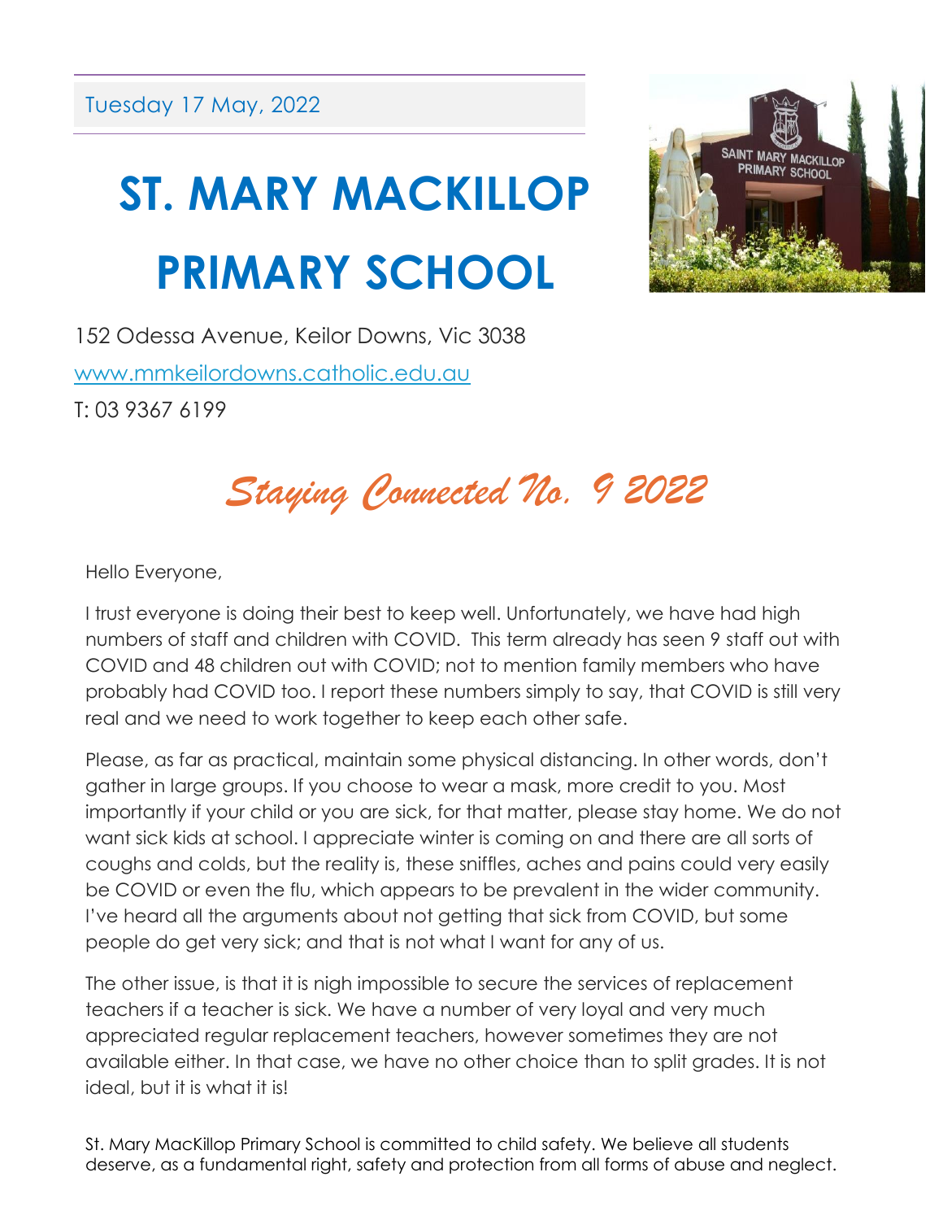Tuesday 17 May, 2022

# ST. MARY MACKILLOP PRIMARY SCHOOL

152 Odessa Avenue, Keilor Downs, Vic 3038

www.mmkeilordowns.catholic.edu.au

T: 03 9367 6199

## *Staying Connected No. 9 2022*

Hello Everyone,

I trust everyone is doing their best to keep well. Unfortunately, we have had high numbers of staff and children with COVID. This term already has seen 9 staff out with COVID and 48 children out with COVID; not to mention family members who have probably had COVID too. I report these numbers simply to say, that COVID is still very real and we need to work together to keep each other safe.

Please, as far as practical, maintain some physical distancing. In other words, don't gather in large groups. If you choose to wear a mask, more credit to you. Most importantly if your child or you are sick, for that matter, please stay home. We do not want sick kids at school. I appreciate winter is coming on and there are all sorts of coughs and colds, but the reality is, these sniffles, aches and pains could very easily be COVID or even the flu, which appears to be prevalent in the wider community. I've heard all the arguments about not getting that sick from COVID, but some people do get very sick; and that is not what I want for any of us.

The other issue, is that it is nigh impossible to secure the services of replacement teachers if a teacher is sick. We have a number of very loyal and very much appreciated regular replacement teachers, however sometimes they are not available either. In that case, we have no other choice than to split grades. It is not ideal, but it is what it is!

St. Mary MacKillop Primary School is committed to child safety. We believe all students deserve, as a fundamental right, safety and protection from all forms of abuse and neglect.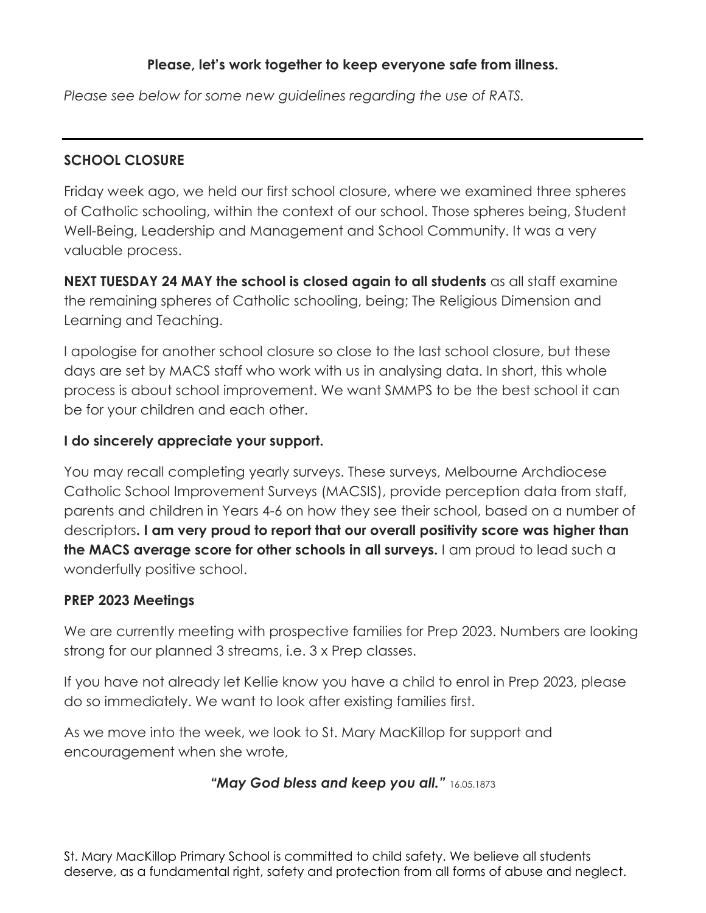**Please, let's work together to keep everyone safe from illness.**

*Please see below for some new guidelines regarding the use of RATS.*

---

**SCHOOL CLOSURE**

Friday week ago, we held our first school closure, where we examined three spheres of Catholic schooling, within the context of our school. Those spheres being, Student Well-Being, Leadership and Management and School Community. It was a very valuable process.

**NEXT TUESDAY 24 MAY the school is closed again to all students** as all staff examine the remaining spheres of Catholic schooling, being; The Religious Dimension and Learning and Teaching.

I apologise for another school closure so close to the last school closure, but these days are set by MACS staff who work with us in analysing data. In short, this whole process is about school improvement. We want SMMPS to be the best school it can be for your children and each other.

**I do sincerely appreciate your support.**

You may recall completing yearly surveys. These surveys, Melbourne Archdiocese Catholic School Improvement Surveys (MACSIS), provide perception data from staff, parents and children in Years 4-6 on how they see their school, based on a number of descriptors**. I am very proud to report that our overall positivity score was higher than the MACS average score for other schools in all surveys.** I am proud to lead such a wonderfully positive school.

**PREP 2023 Meetings**

We are currently meeting with prospective families for Prep 2023. Numbers are looking strong for our planned 3 streams, i.e. 3 x Prep classes.

If you have not already let Kellie know you have a child to enrol in Prep 2023, please do so immediately. We want to look after existing families first.

As we move into the week, we look to St. Mary MacKillop for support and encouragement when she wrote,

***"May God bless and keep you all."*** 16.05.1873

St. Mary MacKillop Primary School is committed to child safety. We believe all students deserve, as a fundamental right, safety and protection from all forms of abuse and neglect.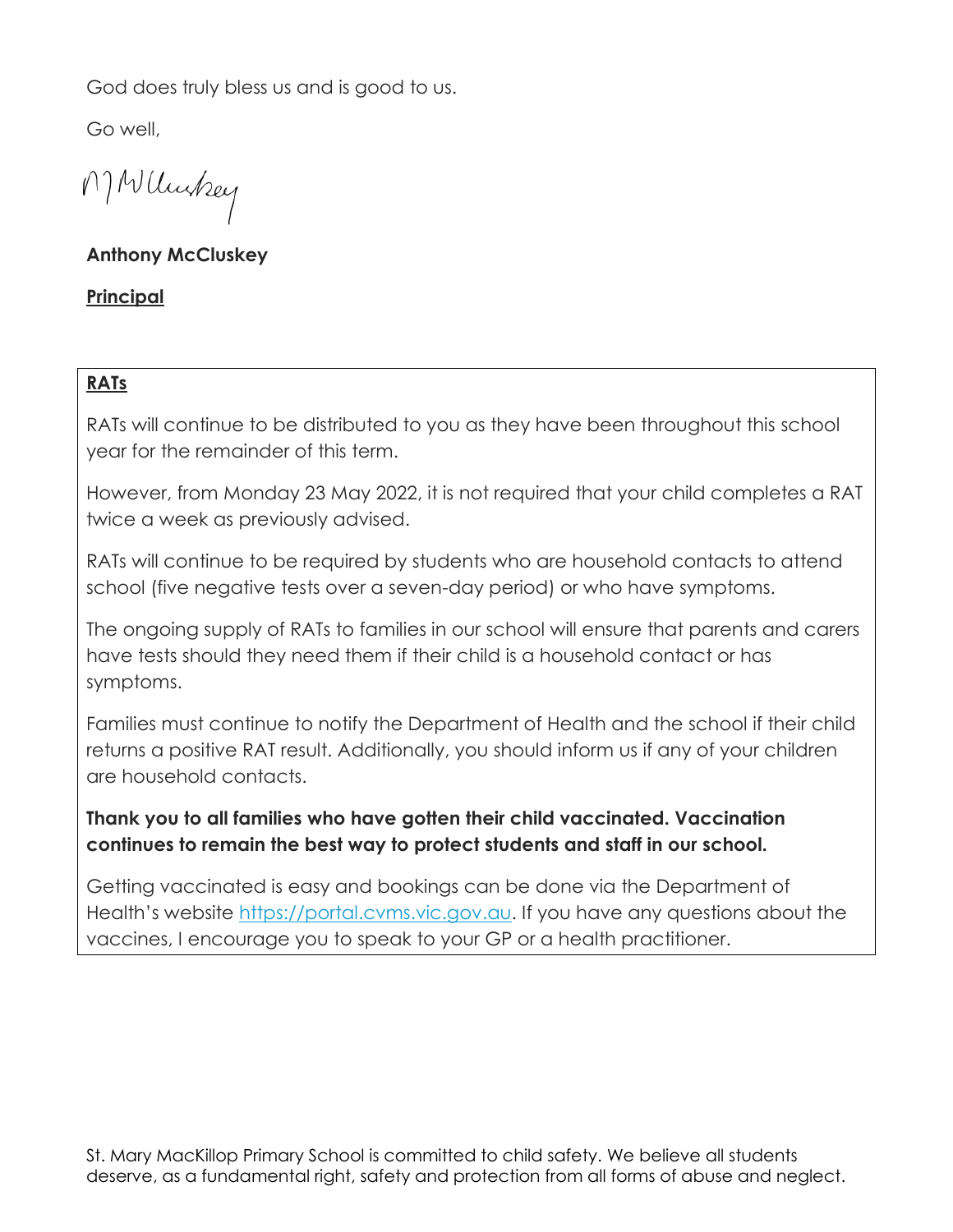God does truly bless us and is good to us.

Go well,

**Anthony McCluskey**

**Principal**

## RATs

RATs will continue to be distributed to you as they have been throughout this school year for the remainder of this term.

However, from Monday 23 May 2022, it is not required that your child completes a RAT twice a week as previously advised.

RATs will continue to be required by students who are household contacts to attend school (five negative tests over a seven-day period) or who have symptoms.

The ongoing supply of RATs to families in our school will ensure that parents and carers have tests should they need them if their child is a household contact or has symptoms.

Families must continue to notify the Department of Health and the school if their child returns a positive RAT result. Additionally, you should inform us if any of your children are household contacts.

**Thank you to all families who have gotten their child vaccinated. Vaccination continues to remain the best way to protect students and staff in our school.**

Getting vaccinated is easy and bookings can be done via the Department of Health's website https://portal.cvms.vic.gov.au. If you have any questions about the vaccines, I encourage you to speak to your GP or a health practitioner.

St. Mary MacKillop Primary School is committed to child safety. We believe all students deserve, as a fundamental right, safety and protection from all forms of abuse and neglect.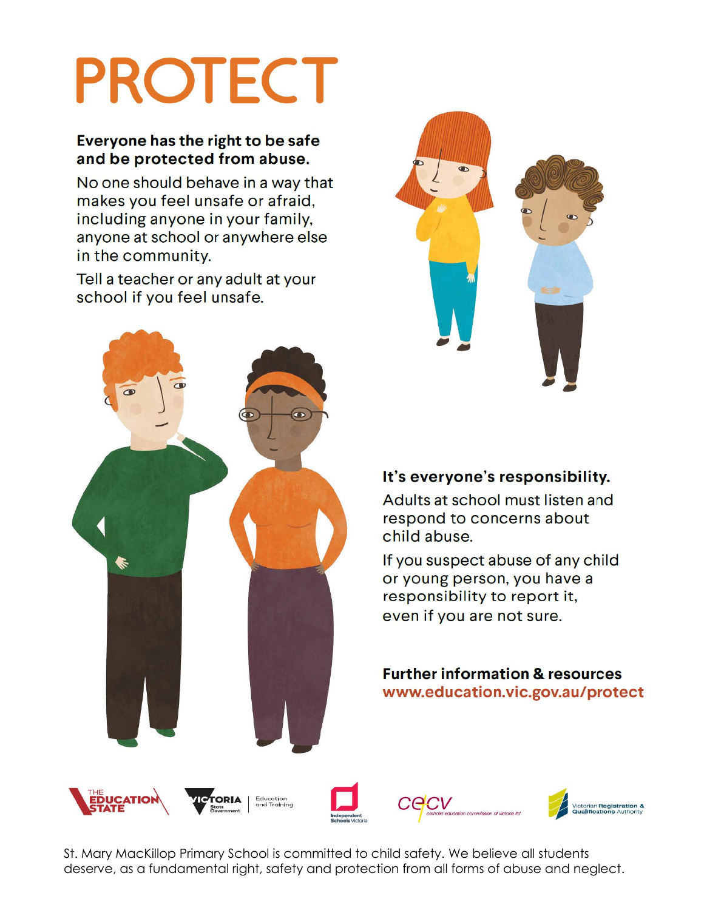# PROTECT

**Everyone has the right to be safe and be protected from abuse.**

No one should behave in a way that makes you feel unsafe or afraid, including anyone in your family, anyone at school or anywhere else in the community.

Tell a teacher or any adult at your school if you feel unsafe.

**It's everyone's responsibility.**

Adults at school must listen and respond to concerns about child abuse.

If you suspect abuse of any child or young person, you have a responsibility to report it, even if you are not sure.

**Further information & resources**
**www.education.vic.gov.au/protect**

St. Mary MacKillop Primary School is committed to child safety. We believe all students deserve, as a fundamental right, safety and protection from all forms of abuse and neglect.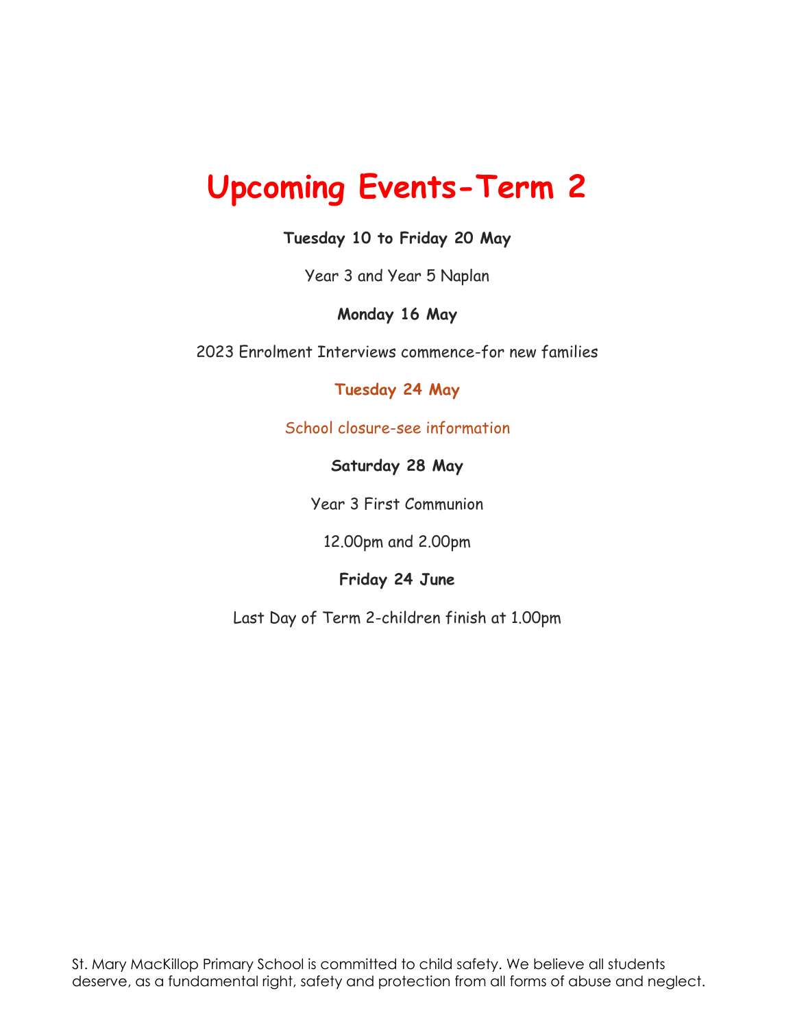# Upcoming Events-Term 2

**Tuesday 10 to Friday 20 May**

Year 3 and Year 5 Naplan

**Monday 16 May**

2023 Enrolment Interviews commence-for new families

**Tuesday 24 May**

School closure-see information

**Saturday 28 May**

Year 3 First Communion

12.00pm and 2.00pm

**Friday 24 June**

Last Day of Term 2-children finish at 1.00pm

St. Mary MacKillop Primary School is committed to child safety. We believe all students deserve, as a fundamental right, safety and protection from all forms of abuse and neglect.